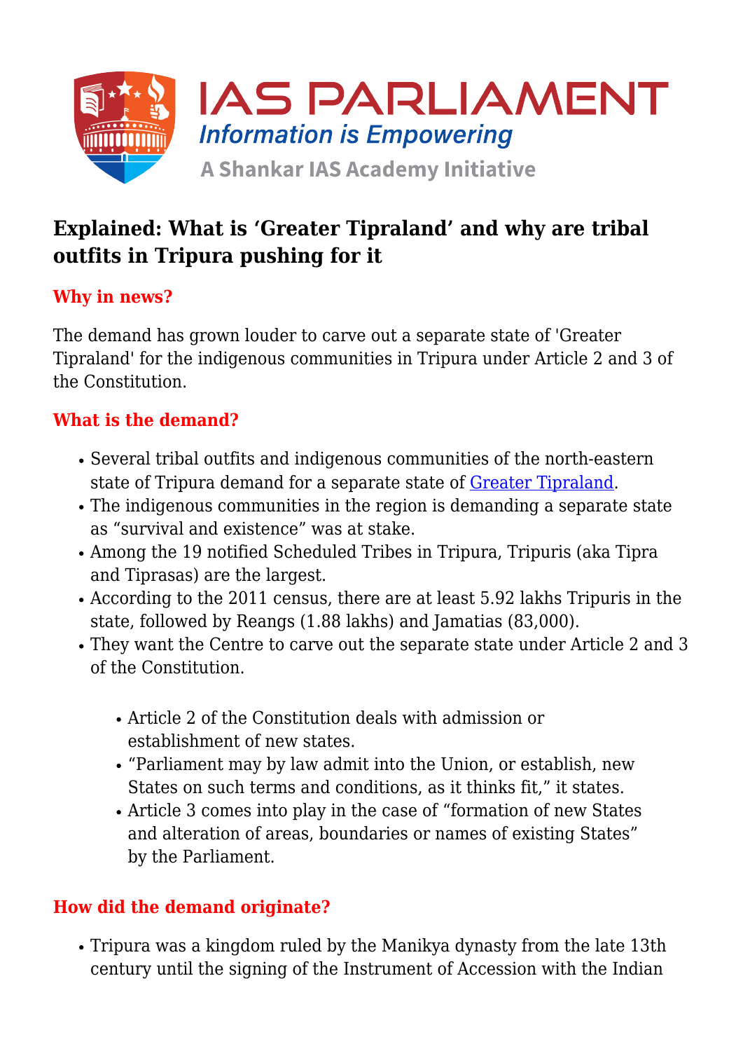# Explained: What is 'Greater Tipraland' and why are tribal outfits in Tripura pushing for it

## Why in news?

The demand has grown louder to carve out a separate state of 'Greater Tipraland' for the indigenous communities in Tripura under Article 2 and 3 of the Constitution.

## What is the demand?

- Several tribal outfits and indigenous communities of the north-eastern state of Tripura demand for a separate state of Greater Tipraland.
- The indigenous communities in the region is demanding a separate state as "survival and existence" was at stake.
- Among the 19 notified Scheduled Tribes in Tripura, Tripuris (aka Tipra and Tiprasas) are the largest.
- According to the 2011 census, there are at least 5.92 lakhs Tripuris in the state, followed by Reangs (1.88 lakhs) and Jamatias (83,000).
- They want the Centre to carve out the separate state under Article 2 and 3 of the Constitution.
    - Article 2 of the Constitution deals with admission or establishment of new states.
    - "Parliament may by law admit into the Union, or establish, new States on such terms and conditions, as it thinks fit," it states.
    - Article 3 comes into play in the case of "formation of new States and alteration of areas, boundaries or names of existing States" by the Parliament.

## How did the demand originate?

- Tripura was a kingdom ruled by the Manikya dynasty from the late 13th century until the signing of the Instrument of Accession with the Indian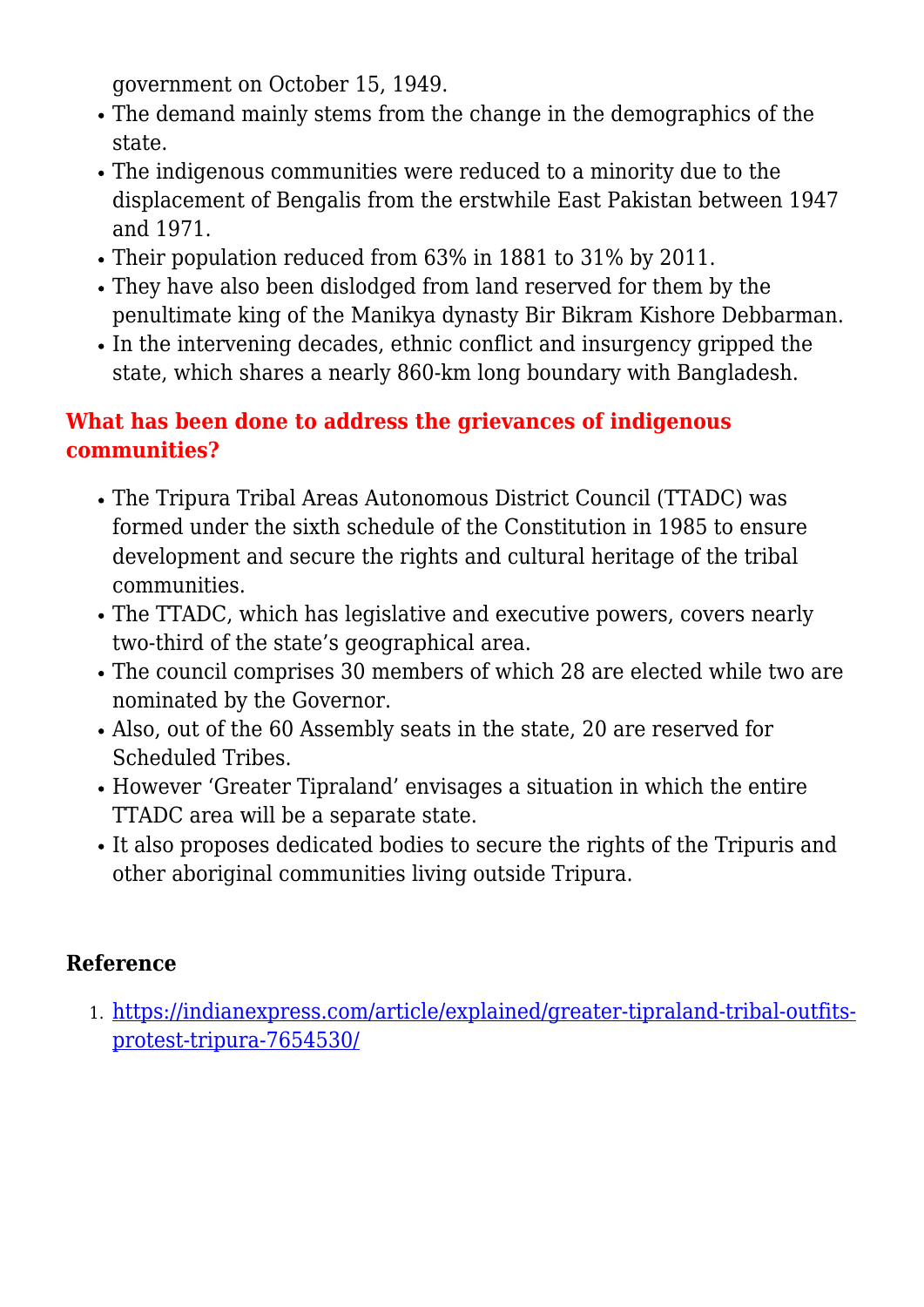government on October 15, 1949.

- The demand mainly stems from the change in the demographics of the state.
- The indigenous communities were reduced to a minority due to the displacement of Bengalis from the erstwhile East Pakistan between 1947 and 1971.
- Their population reduced from 63% in 1881 to 31% by 2011.
- They have also been dislodged from land reserved for them by the penultimate king of the Manikya dynasty Bir Bikram Kishore Debbarman.
- In the intervening decades, ethnic conflict and insurgency gripped the state, which shares a nearly 860-km long boundary with Bangladesh.

### What has been done to address the grievances of indigenous communities?

- The Tripura Tribal Areas Autonomous District Council (TTADC) was formed under the sixth schedule of the Constitution in 1985 to ensure development and secure the rights and cultural heritage of the tribal communities.
- The TTADC, which has legislative and executive powers, covers nearly two-third of the state's geographical area.
- The council comprises 30 members of which 28 are elected while two are nominated by the Governor.
- Also, out of the 60 Assembly seats in the state, 20 are reserved for Scheduled Tribes.
- However 'Greater Tipraland' envisages a situation in which the entire TTADC area will be a separate state.
- It also proposes dedicated bodies to secure the rights of the Tripuris and other aboriginal communities living outside Tripura.

### Reference

1. [https://indianexpress.com/article/explained/greater-tipraland-tribal-outfits-protest-tripura-7654530/](https://indianexpress.com/article/explained/greater-tipraland-tribal-outfits-protest-tripura-7654530/)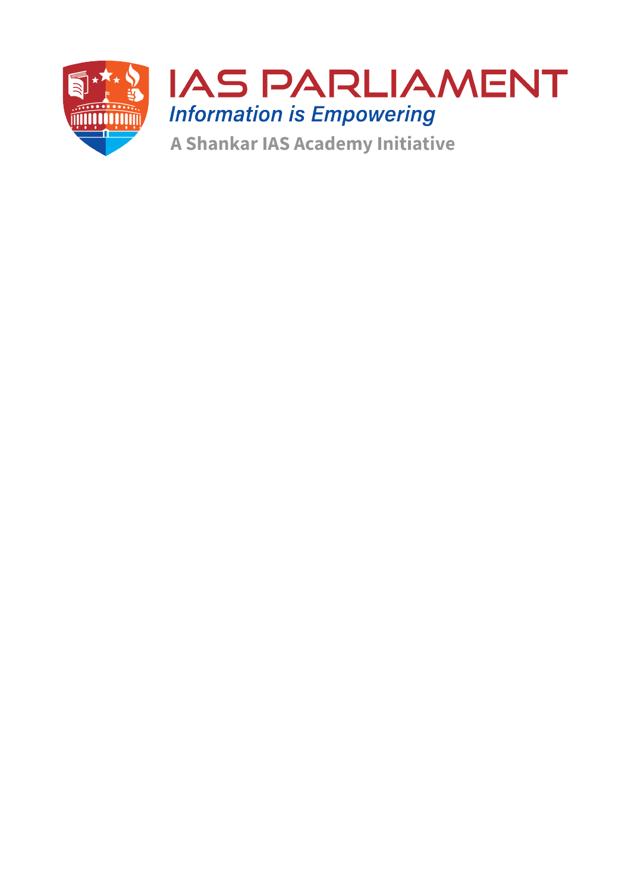# IAS PARLIAMENT

*Information is Empowering*

A Shankar IAS Academy Initiative